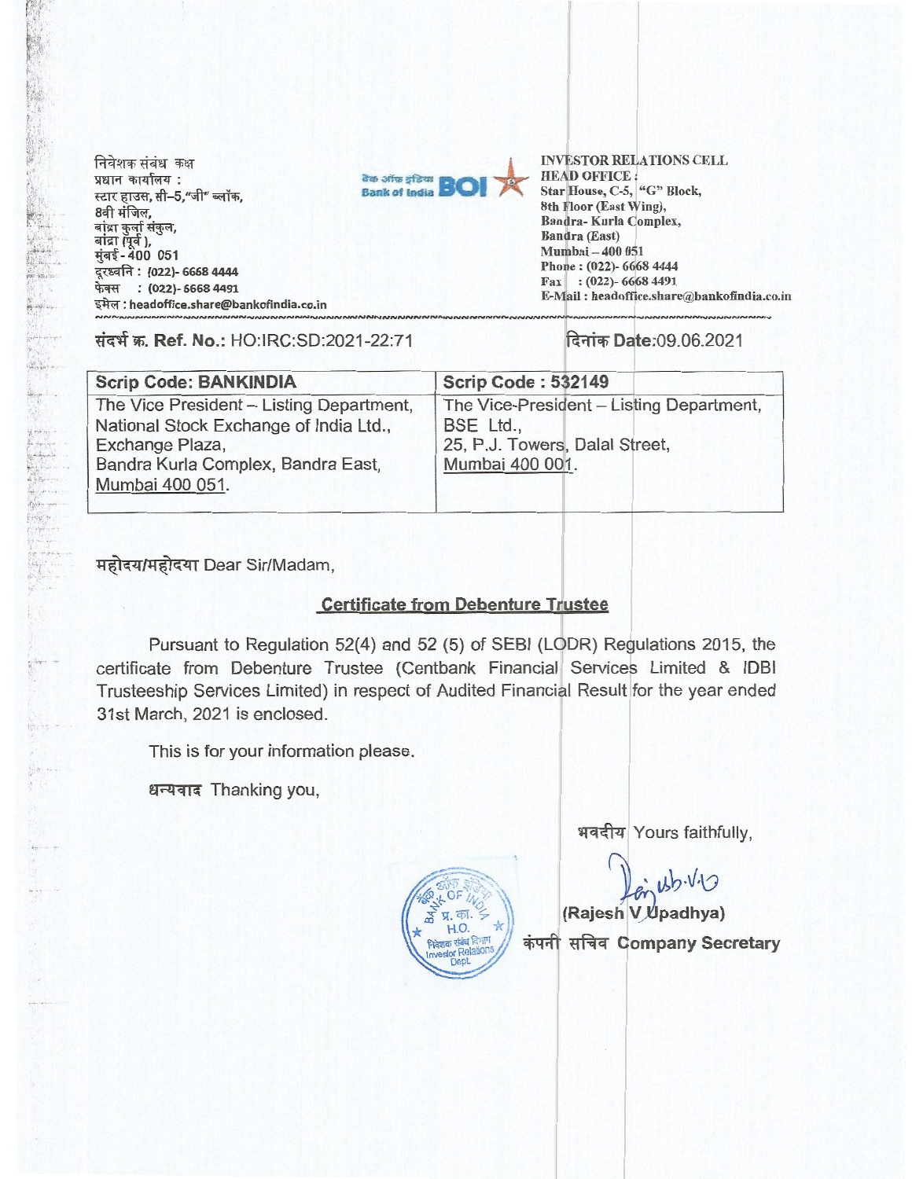निवेशक संबंध कक्ष
प्रधान कार्यालय :
स्टार हाउस, सी–5,"जी" ब्लॉक,
8वी मंजिल,
बांद्रा कुर्ला संकुल,
बांद्रा (पूर्व ),
मुंबई - 400 051
दूरध्वनि : (022)- 6668 4444
फेक्स : (022)- 6668 4491
इमेल : headoffice.share@bankofindia.co.in

बैंक ऑफ इंडिया Bank of India BOI

INVESTOR RELATIONS CELL
HEAD OFFICE :
Star House, C-5, "G" Block,
8th Floor (East Wing),
Bandra- Kurla Complex,
Bandra (East)
Mumbai – 400 051
Phone : (022)- 6668 4444
Fax : (022)- 6668 4491
E-Mail : headoffice.share@bankofindia.co.in

संदर्भ क्र. Ref. No.: HO:IRC:SD:2021-22:71

दिनांक Date:09.06.2021

| Scrip Code: BANKINDIA | Scrip Code : 532149 |
|---|---|
| The Vice President – Listing Department, National Stock Exchange of India Ltd., Exchange Plaza, Bandra Kurla Complex, Bandra East, Mumbai 400 051. | The Vice-President – Listing Department, BSE Ltd., 25, P.J. Towers, Dalal Street, Mumbai 400 001. |

महोदय/महोदया Dear Sir/Madam,

**Certificate from Debenture Trustee**

Pursuant to Regulation 52(4) and 52 (5) of SEBI (LODR) Regulations 2015, the certificate from Debenture Trustee (Centbank Financial Services Limited & IDBI Trusteeship Services Limited) in respect of Audited Financial Result for the year ended 31st March, 2021 is enclosed.

This is for your information please.

धन्यवाद Thanking you,

भवदीय Yours faithfully,

(Rajesh V Upadhya)
कंपनी सचिव Company Secretary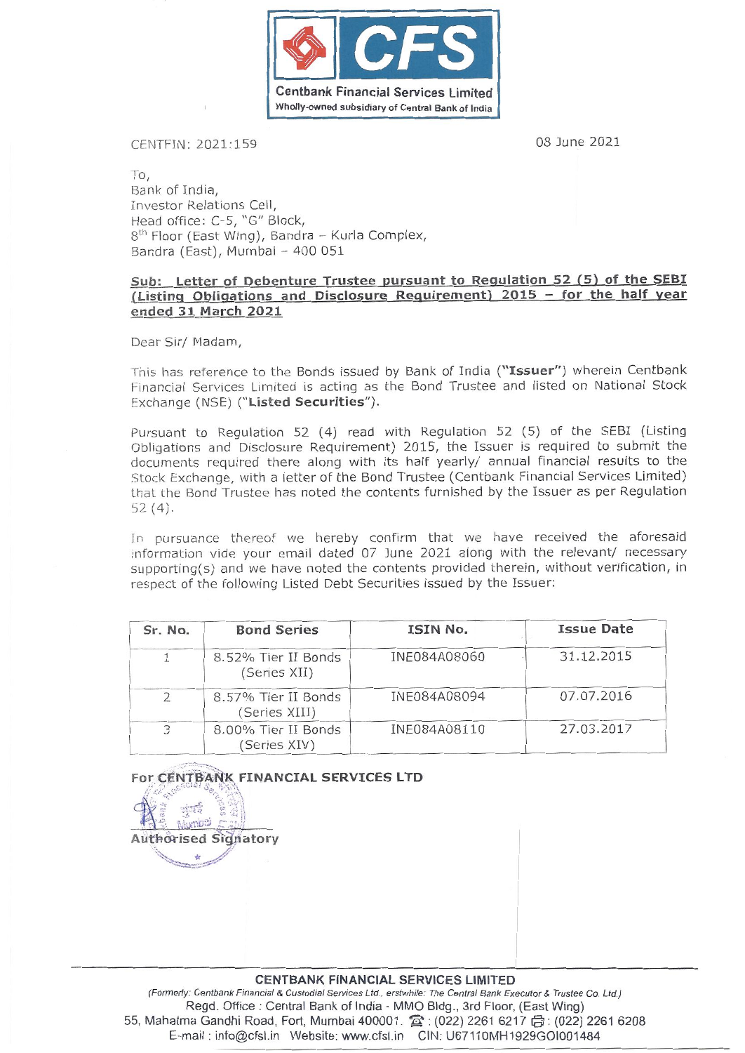**CFS**

**Centbank Financial Services Limited**

Wholly-owned subsidiary of Central Bank of India

CENTFIN: 2021:159

08 June 2021

To,
Bank of India,
Investor Relations Cell,
Head office: C-5, "G" Block,
8th Floor (East Wing), Bandra – Kurla Complex,
Bandra (East), Mumbai – 400 051

**Sub: Letter of Debenture Trustee pursuant to Regulation 52 (5) of the SEBI (Listing Obligations and Disclosure Requirement) 2015 – for the half year ended 31 March 2021**

Dear Sir/ Madam,

This has reference to the Bonds issued by Bank of India (**"Issuer"**) wherein Centbank Financial Services Limited is acting as the Bond Trustee and listed on National Stock Exchange (NSE) ("**Listed Securities**").

Pursuant to Regulation 52 (4) read with Regulation 52 (5) of the SEBI (Listing Obligations and Disclosure Requirement) 2015, the Issuer is required to submit the documents required there along with its half yearly/ annual financial results to the Stock Exchange, with a letter of the Bond Trustee (Centbank Financial Services Limited) that the Bond Trustee has noted the contents furnished by the Issuer as per Regulation 52 (4).

In pursuance thereof we hereby confirm that we have received the aforesaid information vide your email dated 07 June 2021 along with the relevant/ necessary supporting(s) and we have noted the contents provided therein, without verification, in respect of the following Listed Debt Securities issued by the Issuer:

| Sr. No. | Bond Series | ISIN No. | Issue Date |
|---|---|---|---|
| 1 | 8.52% Tier II Bonds (Series XII) | INE084A08060 | 31.12.2015 |
| 2 | 8.57% Tier II Bonds (Series XIII) | INE084A08094 | 07.07.2016 |
| 3 | 8.00% Tier II Bonds (Series XIV) | INE084A08110 | 27.03.2017 |

**For CENTBANK FINANCIAL SERVICES LTD**

**Authorised Signatory**

**CENTBANK FINANCIAL SERVICES LIMITED**

*(Formerly: Centbank Financial & Custodial Services Ltd., erstwhile: The Central Bank Executor & Trustee Co. Ltd.)*
Regd. Office : Central Bank of India - MMO Bldg., 3rd Floor, (East Wing)
55, Mahatma Gandhi Road, Fort, Mumbai 400001. ☎ : (022) 2261 6217 Fax : (022) 2261 6208
E-mail : info@cfsl.in Website: www.cfsl.in CIN: U67110MH1929GOI001484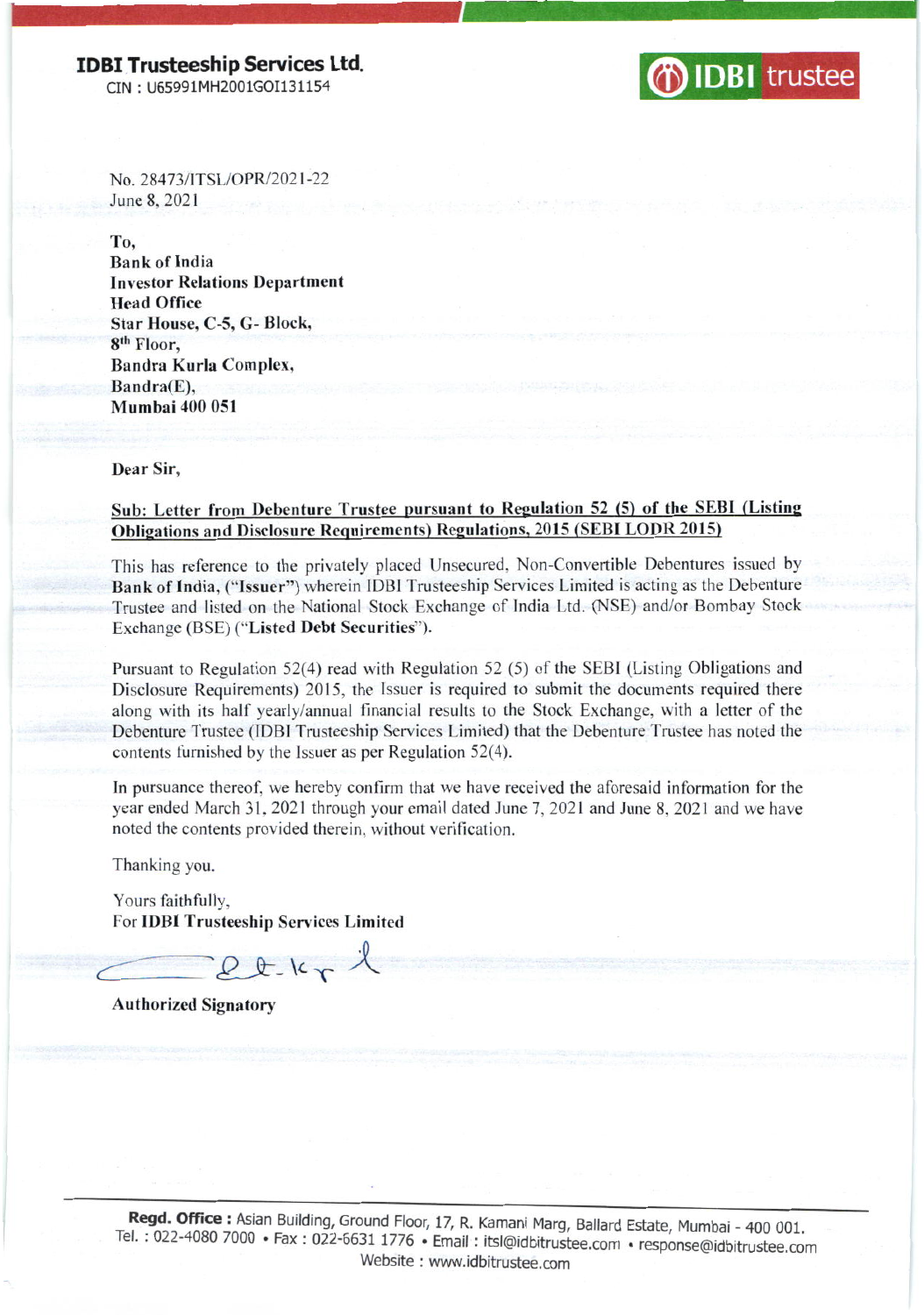**IDBI Trusteeship Services Ltd.**
CIN : U65991MH2001GOI131154

IDBI trustee

No. 28473/ITSL/OPR/2021-22
June 8, 2021

**To,**
**Bank of India**
**Investor Relations Department**
**Head Office**
**Star House, C-5, G- Block,**
**8th Floor,**
**Bandra Kurla Complex,**
**Bandra(E),**
**Mumbai 400 051**

**Dear Sir,**

**Sub: Letter from Debenture Trustee pursuant to Regulation 52 (5) of the SEBI (Listing Obligations and Disclosure Requirements) Regulations, 2015 (SEBI LODR 2015)**

This has reference to the privately placed Unsecured, Non-Convertible Debentures issued by **Bank of India, ("Issuer")** wherein IDBI Trusteeship Services Limited is acting as the Debenture Trustee and listed on the National Stock Exchange of India Ltd. (NSE) and/or Bombay Stock Exchange (BSE) (**"Listed Debt Securities"**).

Pursuant to Regulation 52(4) read with Regulation 52 (5) of the SEBI (Listing Obligations and Disclosure Requirements) 2015, the Issuer is required to submit the documents required there along with its half yearly/annual financial results to the Stock Exchange, with a letter of the Debenture Trustee (IDBI Trusteeship Services Limited) that the Debenture Trustee has noted the contents furnished by the Issuer as per Regulation 52(4).

In pursuance thereof, we hereby confirm that we have received the aforesaid information for the year ended March 31, 2021 through your email dated June 7, 2021 and June 8, 2021 and we have noted the contents provided therein, without verification.

Thanking you.

Yours faithfully,
For **IDBI Trusteeship Services Limited**

**Authorized Signatory**

**Regd. Office :** Asian Building, Ground Floor, 17, R. Kamani Marg, Ballard Estate, Mumbai - 400 001.
Tel. : 022-4080 7000 • Fax : 022-6631 1776 • Email : itsl@idbitrustee.com • response@idbitrustee.com
Website : www.idbitrustee.com